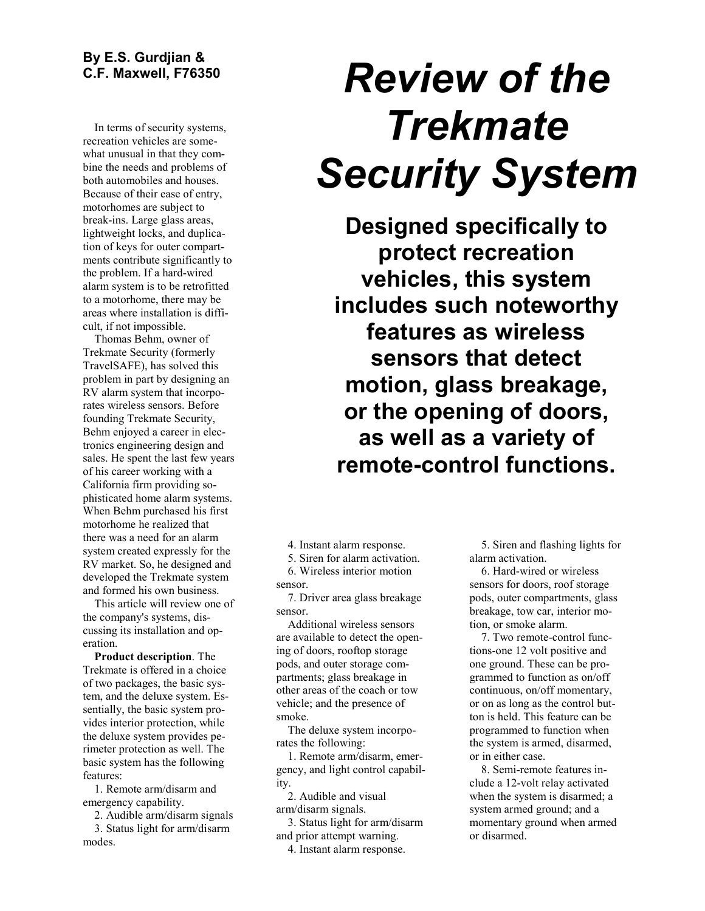**By E.S. Gurdjian & C.F. Maxwell, F76350**

# *Review of the Trekmate Security System*

## Designed specifically to protect recreation vehicles, this system includes such noteworthy features as wireless sensors that detect motion, glass breakage, or the opening of doors, as well as a variety of remote-control functions.

In terms of security systems, recreation vehicles are somewhat unusual in that they combine the needs and problems of both automobiles and houses. Because of their ease of entry, motorhomes are subject to break-ins. Large glass areas, lightweight locks, and duplication of keys for outer compartments contribute significantly to the problem. If a hard-wired alarm system is to be retrofitted to a motorhome, there may be areas where installation is difficult, if not impossible.

Thomas Behm, owner of Trekmate Security (formerly TravelSAFE), has solved this problem in part by designing an RV alarm system that incorporates wireless sensors. Before founding Trekmate Security, Behm enjoyed a career in electronics engineering design and sales. He spent the last few years of his career working with a California firm providing sophisticated home alarm systems. When Behm purchased his first motorhome he realized that there was a need for an alarm system created expressly for the RV market. So, he designed and developed the Trekmate system and formed his own business.

This article will review one of the company's systems, discussing its installation and operation.

**Product description**. The Trekmate is offered in a choice of two packages, the basic system, and the deluxe system. Essentially, the basic system provides interior protection, while the deluxe system provides perimeter protection as well. The basic system has the following features:

1. Remote arm/disarm and emergency capability.
2. Audible arm/disarm signals
3. Status light for arm/disarm modes.
4. Instant alarm response.
5. Siren for alarm activation.
6. Wireless interior motion sensor.
7. Driver area glass breakage sensor.

Additional wireless sensors are available to detect the opening of doors, rooftop storage pods, and outer storage compartments; glass breakage in other areas of the coach or tow vehicle; and the presence of smoke.

The deluxe system incorporates the following:

1. Remote arm/disarm, emergency, and light control capability.
2. Audible and visual arm/disarm signals.
3. Status light for arm/disarm and prior attempt warning.
4. Instant alarm response.
5. Siren and flashing lights for alarm activation.
6. Hard-wired or wireless sensors for doors, roof storage pods, outer compartments, glass breakage, tow car, interior motion, or smoke alarm.
7. Two remote-control functions-one 12 volt positive and one ground. These can be programmed to function as on/off continuous, on/off momentary, or on as long as the control button is held. This feature can be programmed to function when the system is armed, disarmed, or in either case.
8. Semi-remote features include a 12-volt relay activated when the system is disarmed; a system armed ground; and a momentary ground when armed or disarmed.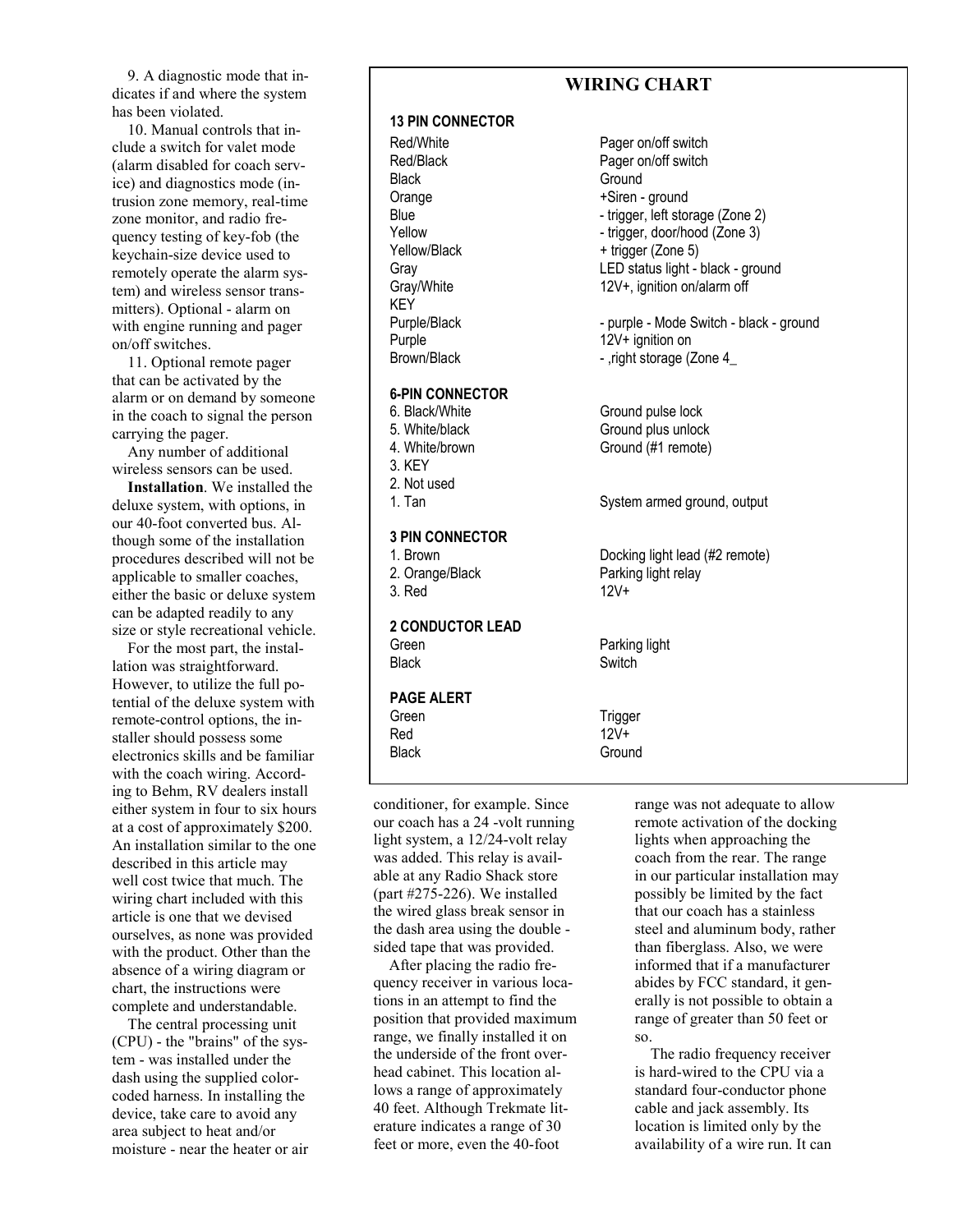9. A diagnostic mode that indicates if and where the system has been violated.

10. Manual controls that include a switch for valet mode (alarm disabled for coach service) and diagnostics mode (intrusion zone memory, real-time zone monitor, and radio frequency testing of key-fob (the keychain-size device used to remotely operate the alarm system) and wireless sensor transmitters). Optional - alarm on with engine running and pager on/off switches.

11. Optional remote pager that can be activated by the alarm or on demand by someone in the coach to signal the person carrying the pager.

Any number of additional wireless sensors can be used.

**Installation**. We installed the deluxe system, with options, in our 40-foot converted bus. Although some of the installation procedures described will not be applicable to smaller coaches, either the basic or deluxe system can be adapted readily to any size or style recreational vehicle.

For the most part, the installation was straightforward. However, to utilize the full potential of the deluxe system with remote-control options, the installer should possess some electronics skills and be familiar with the coach wiring. According to Behm, RV dealers install either system in four to six hours at a cost of approximately $200. An installation similar to the one described in this article may well cost twice that much. The wiring chart included with this article is one that we devised ourselves, as none was provided with the product. Other than the absence of a wiring diagram or chart, the instructions were complete and understandable.

The central processing unit (CPU) - the "brains" of the system - was installed under the dash using the supplied color-coded harness. In installing the device, take care to avoid any area subject to heat and/or moisture - near the heater or air conditioner, for example. Since our coach has a 24 -volt running light system, a 12/24-volt relay was added. This relay is available at any Radio Shack store (part #275-226). We installed the wired glass break sensor in the dash area using the double - sided tape that was provided.

After placing the radio frequency receiver in various locations in an attempt to find the position that provided maximum range, we finally installed it on the underside of the front overhead cabinet. This location allows a range of approximately 40 feet. Although Trekmate literature indicates a range of 30 feet or more, even the 40-foot range was not adequate to allow remote activation of the docking lights when approaching the coach from the rear. The range in our particular installation may possibly be limited by the fact that our coach has a stainless steel and aluminum body, rather than fiberglass. Also, we were informed that if a manufacturer abides by FCC standard, it generally is not possible to obtain a range of greater than 50 feet or so.

The radio frequency receiver is hard-wired to the CPU via a standard four-conductor phone cable and jack assembly. Its location is limited only by the availability of a wire run. It can

## WIRING CHART

**13 PIN CONNECTOR**

| | |
|---|---|
| Red/White | Pager on/off switch |
| Red/Black | Pager on/off switch |
| Black | Ground |
| Orange | +Siren - ground |
| Blue | - trigger, left storage (Zone 2) |
| Yellow | - trigger, door/hood (Zone 3) |
| Yellow/Black | + trigger (Zone 5) |
| Gray | LED status light - black - ground |
| Gray/White | 12V+, ignition on/alarm off |
| KEY | |
| Purple/Black | - purple - Mode Switch - black - ground |
| Purple | 12V+ ignition on |
| Brown/Black | - ,right storage (Zone 4_ |

**6-PIN CONNECTOR**

| | |
|---|---|
| 6. Black/White | Ground pulse lock |
| 5. White/black | Ground plus unlock |
| 4. White/brown | Ground (#1 remote) |
| 3. KEY | |
| 2. Not used | |
| 1. Tan | System armed ground, output |

**3 PIN CONNECTOR**

| | |
|---|---|
| 1. Brown | Docking light lead (#2 remote) |
| 2. Orange/Black | Parking light relay |
| 3. Red | 12V+ |

**2 CONDUCTOR LEAD**

| | |
|---|---|
| Green | Parking light |
| Black | Switch |

**PAGE ALERT**

| | |
|---|---|
| Green | Trigger |
| Red | 12V+ |
| Black | Ground |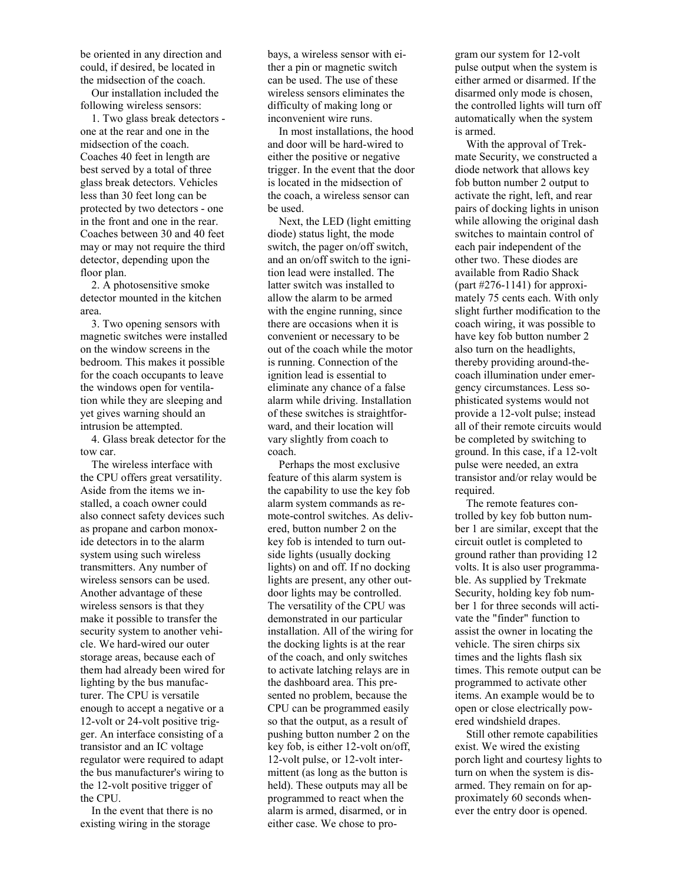be oriented in any direction and could, if desired, be located in the midsection of the coach.

Our installation included the following wireless sensors:

1. Two glass break detectors - one at the rear and one in the midsection of the coach. Coaches 40 feet in length are best served by a total of three glass break detectors. Vehicles less than 30 feet long can be protected by two detectors - one in the front and one in the rear. Coaches between 30 and 40 feet may or may not require the third detector, depending upon the floor plan.

2. A photosensitive smoke detector mounted in the kitchen area.

3. Two opening sensors with magnetic switches were installed on the window screens in the bedroom. This makes it possible for the coach occupants to leave the windows open for ventilation while they are sleeping and yet gives warning should an intrusion be attempted.

4. Glass break detector for the tow car.

The wireless interface with the CPU offers great versatility. Aside from the items we installed, a coach owner could also connect safety devices such as propane and carbon monoxide detectors in to the alarm system using such wireless transmitters. Any number of wireless sensors can be used. Another advantage of these wireless sensors is that they make it possible to transfer the security system to another vehicle. We hard-wired our outer storage areas, because each of them had already been wired for lighting by the bus manufacturer. The CPU is versatile enough to accept a negative or a 12-volt or 24-volt positive trigger. An interface consisting of a transistor and an IC voltage regulator were required to adapt the bus manufacturer's wiring to the 12-volt positive trigger of the CPU.

In the event that there is no existing wiring in the storage bays, a wireless sensor with either a pin or magnetic switch can be used. The use of these wireless sensors eliminates the difficulty of making long or inconvenient wire runs.

In most installations, the hood and door will be hard-wired to either the positive or negative trigger. In the event that the door is located in the midsection of the coach, a wireless sensor can be used.

Next, the LED (light emitting diode) status light, the mode switch, the pager on/off switch, and an on/off switch to the ignition lead were installed. The latter switch was installed to allow the alarm to be armed with the engine running, since there are occasions when it is convenient or necessary to be out of the coach while the motor is running. Connection of the ignition lead is essential to eliminate any chance of a false alarm while driving. Installation of these switches is straightforward, and their location will vary slightly from coach to coach.

Perhaps the most exclusive feature of this alarm system is the capability to use the key fob alarm system commands as remote-control switches. As delivered, button number 2 on the key fob is intended to turn outside lights (usually docking lights) on and off. If no docking lights are present, any other outdoor lights may be controlled. The versatility of the CPU was demonstrated in our particular installation. All of the wiring for the docking lights is at the rear of the coach, and only switches to activate latching relays are in the dashboard area. This presented no problem, because the CPU can be programmed easily so that the output, as a result of pushing button number 2 on the key fob, is either 12-volt on/off, 12-volt pulse, or 12-volt intermittent (as long as the button is held). These outputs may all be programmed to react when the alarm is armed, disarmed, or in either case. We chose to program our system for 12-volt pulse output when the system is either armed or disarmed. If the disarmed only mode is chosen, the controlled lights will turn off automatically when the system is armed.

With the approval of Trekmate Security, we constructed a diode network that allows key fob button number 2 output to activate the right, left, and rear pairs of docking lights in unison while allowing the original dash switches to maintain control of each pair independent of the other two. These diodes are available from Radio Shack (part #276-1141) for approximately 75 cents each. With only slight further modification to the coach wiring, it was possible to have key fob button number 2 also turn on the headlights, thereby providing around-the-coach illumination under emergency circumstances. Less sophisticated systems would not provide a 12-volt pulse; instead all of their remote circuits would be completed by switching to ground. In this case, if a 12-volt pulse were needed, an extra transistor and/or relay would be required.

The remote features controlled by key fob button number 1 are similar, except that the circuit outlet is completed to ground rather than providing 12 volts. It is also user programmable. As supplied by Trekmate Security, holding key fob number 1 for three seconds will activate the "finder" function to assist the owner in locating the vehicle. The siren chirps six times and the lights flash six times. This remote output can be programmed to activate other items. An example would be to open or close electrically powered windshield drapes.

Still other remote capabilities exist. We wired the existing porch light and courtesy lights to turn on when the system is disarmed. They remain on for approximately 60 seconds whenever the entry door is opened.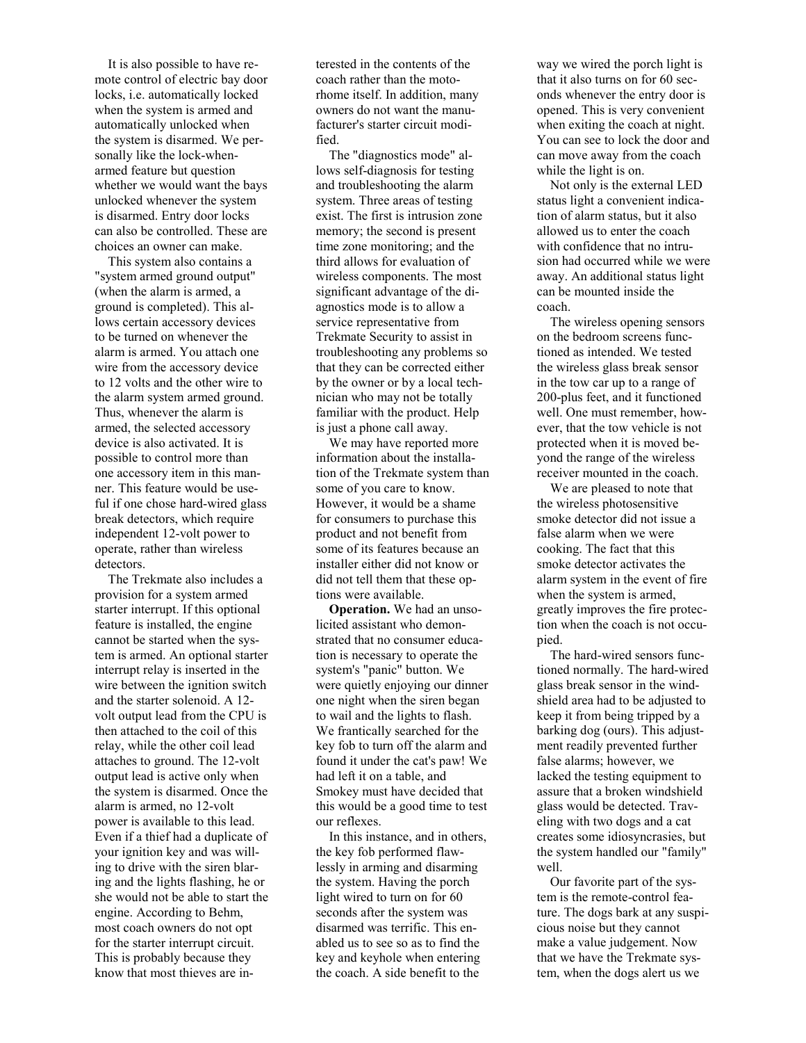It is also possible to have remote control of electric bay door locks, i.e. automatically locked when the system is armed and automatically unlocked when the system is disarmed. We personally like the lock-when-armed feature but question whether we would want the bays unlocked whenever the system is disarmed. Entry door locks can also be controlled. These are choices an owner can make.

This system also contains a "system armed ground output" (when the alarm is armed, a ground is completed). This allows certain accessory devices to be turned on whenever the alarm is armed. You attach one wire from the accessory device to 12 volts and the other wire to the alarm system armed ground. Thus, whenever the alarm is armed, the selected accessory device is also activated. It is possible to control more than one accessory item in this manner. This feature would be useful if one chose hard-wired glass break detectors, which require independent 12-volt power to operate, rather than wireless detectors.

The Trekmate also includes a provision for a system armed starter interrupt. If this optional feature is installed, the engine cannot be started when the system is armed. An optional starter interrupt relay is inserted in the wire between the ignition switch and the starter solenoid. A 12-volt output lead from the CPU is then attached to the coil of this relay, while the other coil lead attaches to ground. The 12-volt output lead is active only when the system is disarmed. Once the alarm is armed, no 12-volt power is available to this lead. Even if a thief had a duplicate of your ignition key and was willing to drive with the siren blaring and the lights flashing, he or she would not be able to start the engine. According to Behm, most coach owners do not opt for the starter interrupt circuit. This is probably because they know that most thieves are interested in the contents of the coach rather than the motorhome itself. In addition, many owners do not want the manufacturer's starter circuit modified.

The "diagnostics mode" allows self-diagnosis for testing and troubleshooting the alarm system. Three areas of testing exist. The first is intrusion zone memory; the second is present time zone monitoring; and the third allows for evaluation of wireless components. The most significant advantage of the diagnostics mode is to allow a service representative from Trekmate Security to assist in troubleshooting any problems so that they can be corrected either by the owner or by a local technician who may not be totally familiar with the product. Help is just a phone call away.

We may have reported more information about the installation of the Trekmate system than some of you care to know. However, it would be a shame for consumers to purchase this product and not benefit from some of its features because an installer either did not know or did not tell them that these options were available.

**Operation.** We had an unsolicited assistant who demonstrated that no consumer education is necessary to operate the system's "panic" button. We were quietly enjoying our dinner one night when the siren began to wail and the lights to flash. We frantically searched for the key fob to turn off the alarm and found it under the cat's paw! We had left it on a table, and Smokey must have decided that this would be a good time to test our reflexes.

In this instance, and in others, the key fob performed flawlessly in arming and disarming the system. Having the porch light wired to turn on for 60 seconds after the system was disarmed was terrific. This enabled us to see so as to find the key and keyhole when entering the coach. A side benefit to the way we wired the porch light is that it also turns on for 60 seconds whenever the entry door is opened. This is very convenient when exiting the coach at night. You can see to lock the door and can move away from the coach while the light is on.

Not only is the external LED status light a convenient indication of alarm status, but it also allowed us to enter the coach with confidence that no intrusion had occurred while we were away. An additional status light can be mounted inside the coach.

The wireless opening sensors on the bedroom screens functioned as intended. We tested the wireless glass break sensor in the tow car up to a range of 200-plus feet, and it functioned well. One must remember, however, that the tow vehicle is not protected when it is moved beyond the range of the wireless receiver mounted in the coach.

We are pleased to note that the wireless photosensitive smoke detector did not issue a false alarm when we were cooking. The fact that this smoke detector activates the alarm system in the event of fire when the system is armed, greatly improves the fire protection when the coach is not occupied.

The hard-wired sensors functioned normally. The hard-wired glass break sensor in the windshield area had to be adjusted to keep it from being tripped by a barking dog (ours). This adjustment readily prevented further false alarms; however, we lacked the testing equipment to assure that a broken windshield glass would be detected. Traveling with two dogs and a cat creates some idiosyncrasies, but the system handled our "family" well.

Our favorite part of the system is the remote-control feature. The dogs bark at any suspicious noise but they cannot make a value judgement. Now that we have the Trekmate system, when the dogs alert us we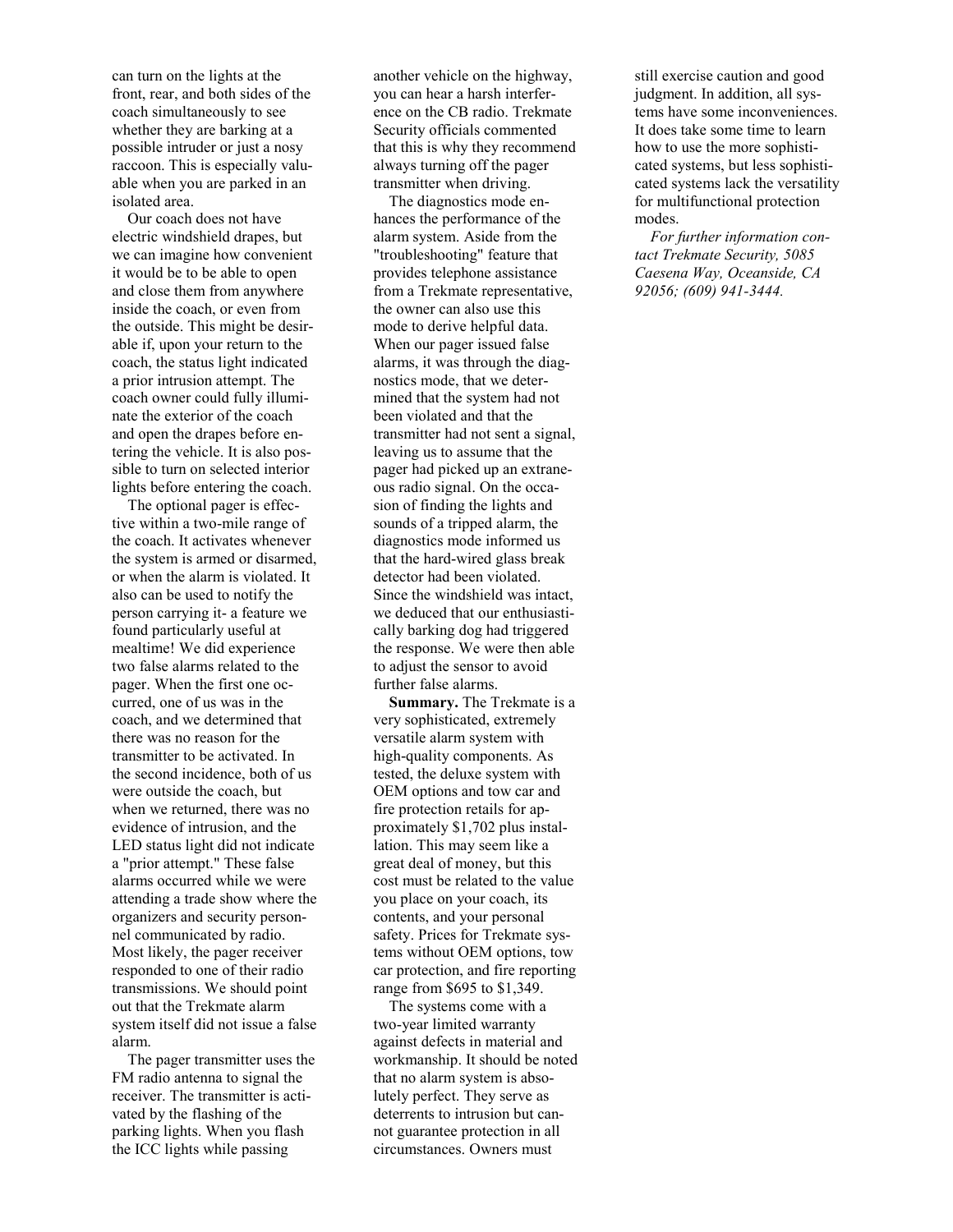can turn on the lights at the front, rear, and both sides of the coach simultaneously to see whether they are barking at a possible intruder or just a nosy raccoon. This is especially valuable when you are parked in an isolated area.

Our coach does not have electric windshield drapes, but we can imagine how convenient it would be to be able to open and close them from anywhere inside the coach, or even from the outside. This might be desirable if, upon your return to the coach, the status light indicated a prior intrusion attempt. The coach owner could fully illuminate the exterior of the coach and open the drapes before entering the vehicle. It is also possible to turn on selected interior lights before entering the coach.

The optional pager is effective within a two-mile range of the coach. It activates whenever the system is armed or disarmed, or when the alarm is violated. It also can be used to notify the person carrying it- a feature we found particularly useful at mealtime! We did experience two false alarms related to the pager. When the first one occurred, one of us was in the coach, and we determined that there was no reason for the transmitter to be activated. In the second incidence, both of us were outside the coach, but when we returned, there was no evidence of intrusion, and the LED status light did not indicate a "prior attempt." These false alarms occurred while we were attending a trade show where the organizers and security personnel communicated by radio. Most likely, the pager receiver responded to one of their radio transmissions. We should point out that the Trekmate alarm system itself did not issue a false alarm.

The pager transmitter uses the FM radio antenna to signal the receiver. The transmitter is activated by the flashing of the parking lights. When you flash the ICC lights while passing another vehicle on the highway, you can hear a harsh interference on the CB radio. Trekmate Security officials commented that this is why they recommend always turning off the pager transmitter when driving.

The diagnostics mode enhances the performance of the alarm system. Aside from the "troubleshooting" feature that provides telephone assistance from a Trekmate representative, the owner can also use this mode to derive helpful data. When our pager issued false alarms, it was through the diagnostics mode, that we determined that the system had not been violated and that the transmitter had not sent a signal, leaving us to assume that the pager had picked up an extraneous radio signal. On the occasion of finding the lights and sounds of a tripped alarm, the diagnostics mode informed us that the hard-wired glass break detector had been violated. Since the windshield was intact, we deduced that our enthusiastically barking dog had triggered the response. We were then able to adjust the sensor to avoid further false alarms.

**Summary.** The Trekmate is a very sophisticated, extremely versatile alarm system with high-quality components. As tested, the deluxe system with OEM options and tow car and fire protection retails for approximately $1,702 plus installation. This may seem like a great deal of money, but this cost must be related to the value you place on your coach, its contents, and your personal safety. Prices for Trekmate systems without OEM options, tow car protection, and fire reporting range from $695 to $1,349.

The systems come with a two-year limited warranty against defects in material and workmanship. It should be noted that no alarm system is absolutely perfect. They serve as deterrents to intrusion but cannot guarantee protection in all circumstances. Owners must still exercise caution and good judgment. In addition, all systems have some inconveniences. It does take some time to learn how to use the more sophisticated systems, but less sophisticated systems lack the versatility for multifunctional protection modes.

*For further information contact Trekmate Security, 5085 Caesena Way, Oceanside, CA 92056; (609) 941-3444.*